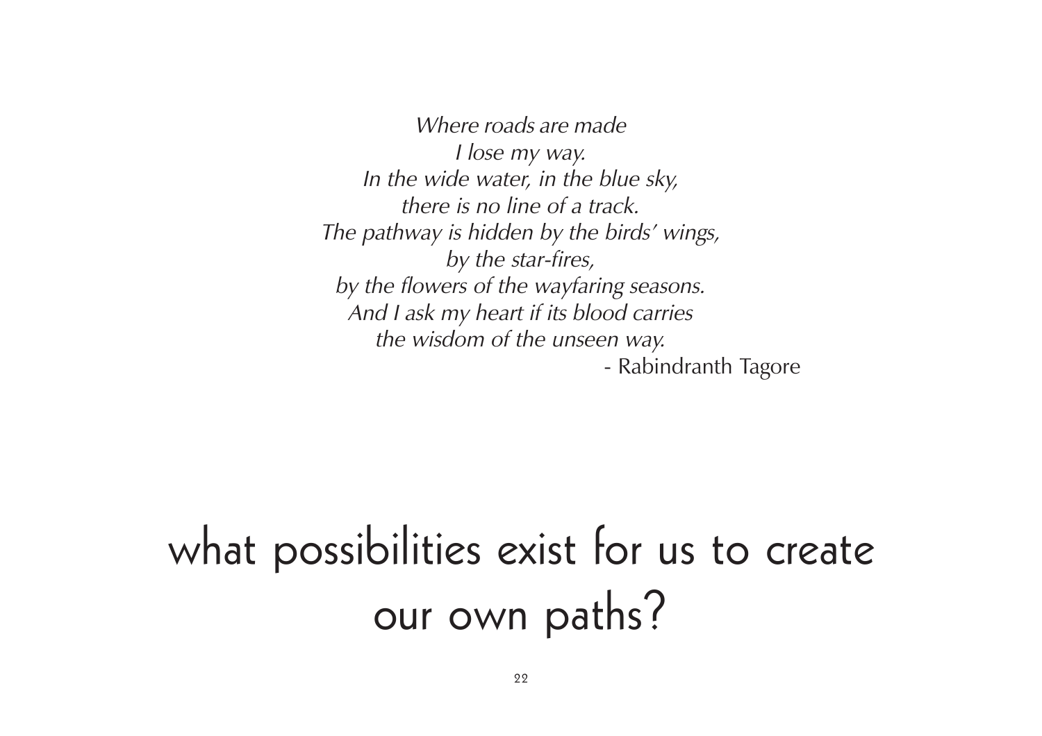*Where roads are made*  
*I lose my way.*  
*In the wide water, in the blue sky,*  
*there is no line of a track.*  
*The pathway is hidden by the birds' wings,*  
*by the star-fires,*  
*by the flowers of the wayfaring seasons.*  
*And I ask my heart if its blood carries*  
*the wisdom of the unseen way.*  
\- Rabindranth Tagore

# what possibilities exist for us to create our own paths?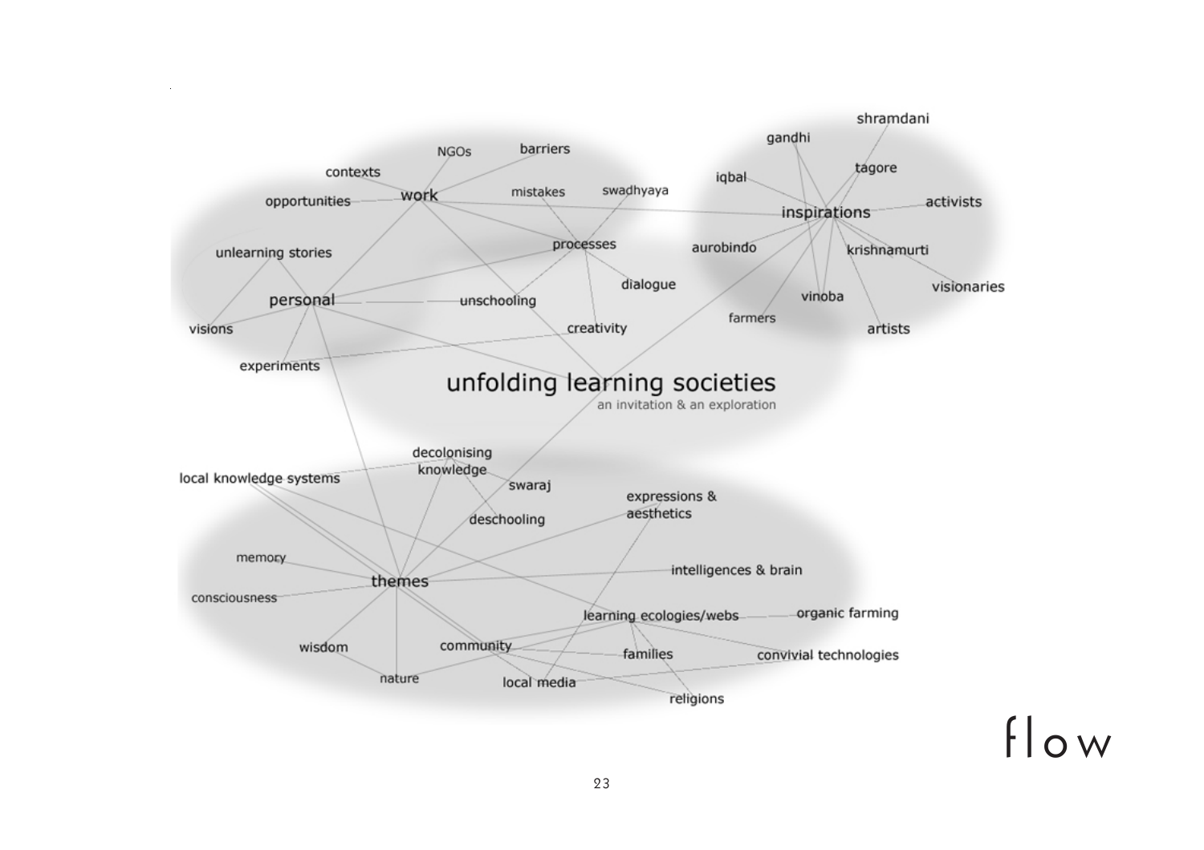# unfolding learning societies

an invitation & an exploration

- work
  - NGOs
  - barriers
  - contexts
  - opportunities
- processes
  - mistakes
  - swadhyaya
  - dialogue
  - creativity
  - unschooling
- personal
  - unlearning stories
  - visions
  - experiments
- inspirations
  - shramdani
  - gandhi
  - tagore
  - iqbal
  - activists
  - aurobindo
  - krishnamurti
  - visionaries
  - vinoba
  - farmers
  - artists
- themes
  - decolonising knowledge
  - local knowledge systems
  - swaraj
  - deschooling
  - expressions & aesthetics
  - memory
  - consciousness
  - intelligences & brain
  - learning ecologies/webs
  - organic farming
  - wisdom
  - community
  - families
  - convivial technologies
  - nature
  - local media
  - religions

flow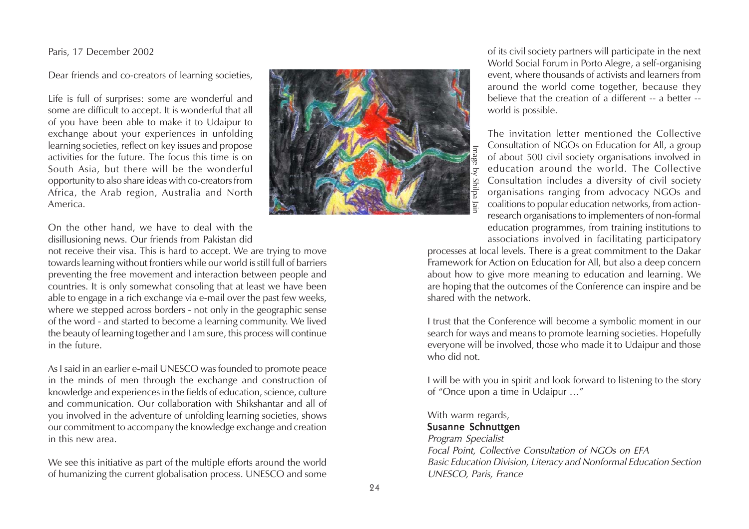Paris, 17 December 2002

Dear friends and co-creators of learning societies,

Life is full of surprises: some are wonderful and some are difficult to accept. It is wonderful that all of you have been able to make it to Udaipur to exchange about your experiences in unfolding learning societies, reflect on key issues and propose activities for the future. The focus this time is on South Asia, but there will be the wonderful opportunity to also share ideas with co-creators from Africa, the Arab region, Australia and North America.

On the other hand, we have to deal with the disillusioning news. Our friends from Pakistan did not receive their visa. This is hard to accept. We are trying to move towards learning without frontiers while our world is still full of barriers preventing the free movement and interaction between people and countries. It is only somewhat consoling that at least we have been able to engage in a rich exchange via e-mail over the past few weeks, where we stepped across borders - not only in the geographic sense of the word - and started to become a learning community. We lived the beauty of learning together and I am sure, this process will continue in the future.

As I said in an earlier e-mail UNESCO was founded to promote peace in the minds of men through the exchange and construction of knowledge and experiences in the fields of education, science, culture and communication. Our collaboration with Shikshantar and all of you involved in the adventure of unfolding learning societies, shows our commitment to accompany the knowledge exchange and creation in this new area.

We see this initiative as part of the multiple efforts around the world of humanizing the current globalisation process. UNESCO and some of its civil society partners will participate in the next World Social Forum in Porto Alegre, a self-organising event, where thousands of activists and learners from around the world come together, because they believe that the creation of a different -- a better -- world is possible.

Image by Shilpa Jain

The invitation letter mentioned the Collective Consultation of NGOs on Education for All, a group of about 500 civil society organisations involved in education around the world. The Collective Consultation includes a diversity of civil society organisations ranging from advocacy NGOs and coalitions to popular education networks, from action-research organisations to implementers of non-formal education programmes, from training institutions to associations involved in facilitating participatory processes at local levels. There is a great commitment to the Dakar Framework for Action on Education for All, but also a deep concern about how to give more meaning to education and learning. We are hoping that the outcomes of the Conference can inspire and be shared with the network.

I trust that the Conference will become a symbolic moment in our search for ways and means to promote learning societies. Hopefully everyone will be involved, those who made it to Udaipur and those who did not.

I will be with you in spirit and look forward to listening to the story of "Once upon a time in Udaipur …"

With warm regards,
**Susanne Schnuttgen**
*Program Specialist*
*Focal Point, Collective Consultation of NGOs on EFA*
*Basic Education Division, Literacy and Nonformal Education Section*
*UNESCO, Paris, France*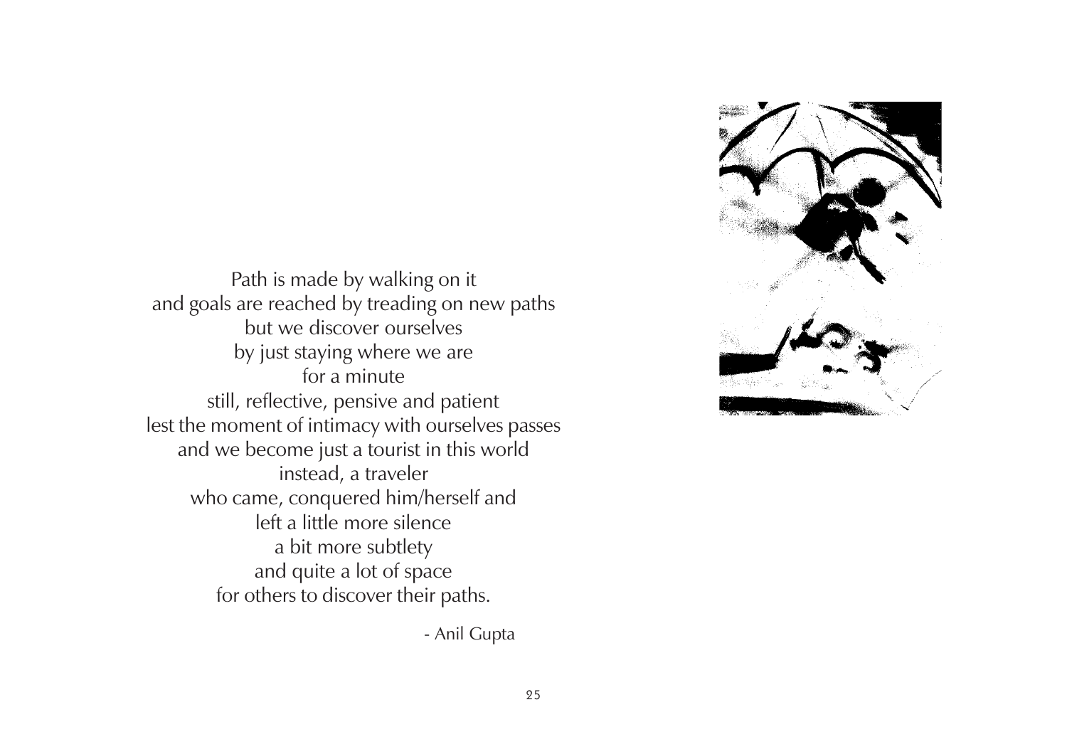Path is made by walking on it
and goals are reached by treading on new paths
but we discover ourselves
by just staying where we are
for a minute
still, reflective, pensive and patient
lest the moment of intimacy with ourselves passes
and we become just a tourist in this world
instead, a traveler
who came, conquered him/herself and
left a little more silence
a bit more subtlety
and quite a lot of space
for others to discover their paths.

- Anil Gupta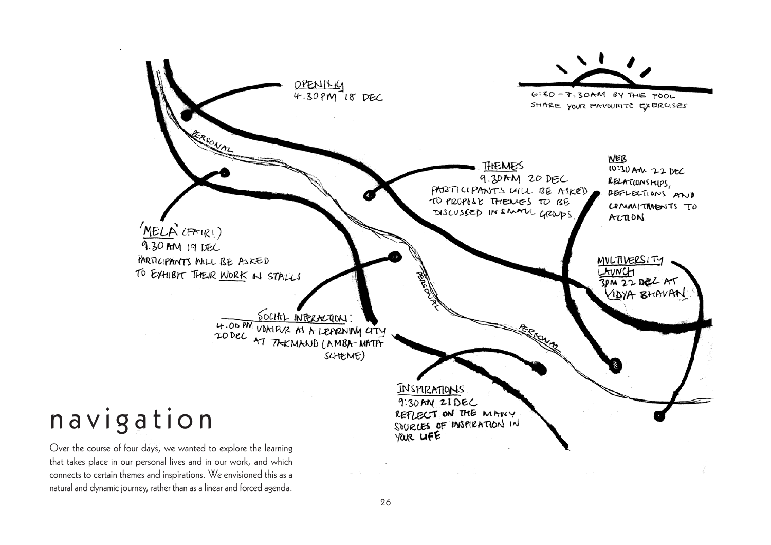OPENING
4.30PM 18 DEC

6:30 – 7:30AM BY THE POOL
SHARE YOUR FAVOURITE EXERCISES

PERSONAL

THEMES
9.30AM 20 DEC
PARTICIPANTS WILL BE ASKED TO PROPOSE THEMES TO BE DISCUSSED IN SMALL GROUPS.

WEB
10:30 AM 22 DEC
RELATIONSHIPS, REFLECTIONS AND COMMITMENTS TO ACTION

'MELA' (FAIR)
9.30 AM 19 DEC
PARTICIPANTS WILL BE ASKED TO EXHIBIT THEIR WORK IN STALLS

MULTIVERSITY LAUNCH
3PM 22 DEC AT VIDYA BHAVAN

PERSONAL

SOCIAL INTERACTION:
4.00 PM 20 DEC
UDAIPUR AS A LEARNING CITY AT TAKMAND (AMBA MATA SCHEME)

PERSONAL

INSPIRATIONS
9:30AM 21 DEC
REFLECT ON THE MANY SOURCES OF INSPIRATION IN YOUR LIFE

# navigation

Over the course of four days, we wanted to explore the learning that takes place in our personal lives and in our work, and which connects to certain themes and inspirations. We envisioned this as a natural and dynamic journey, rather than as a linear and forced agenda.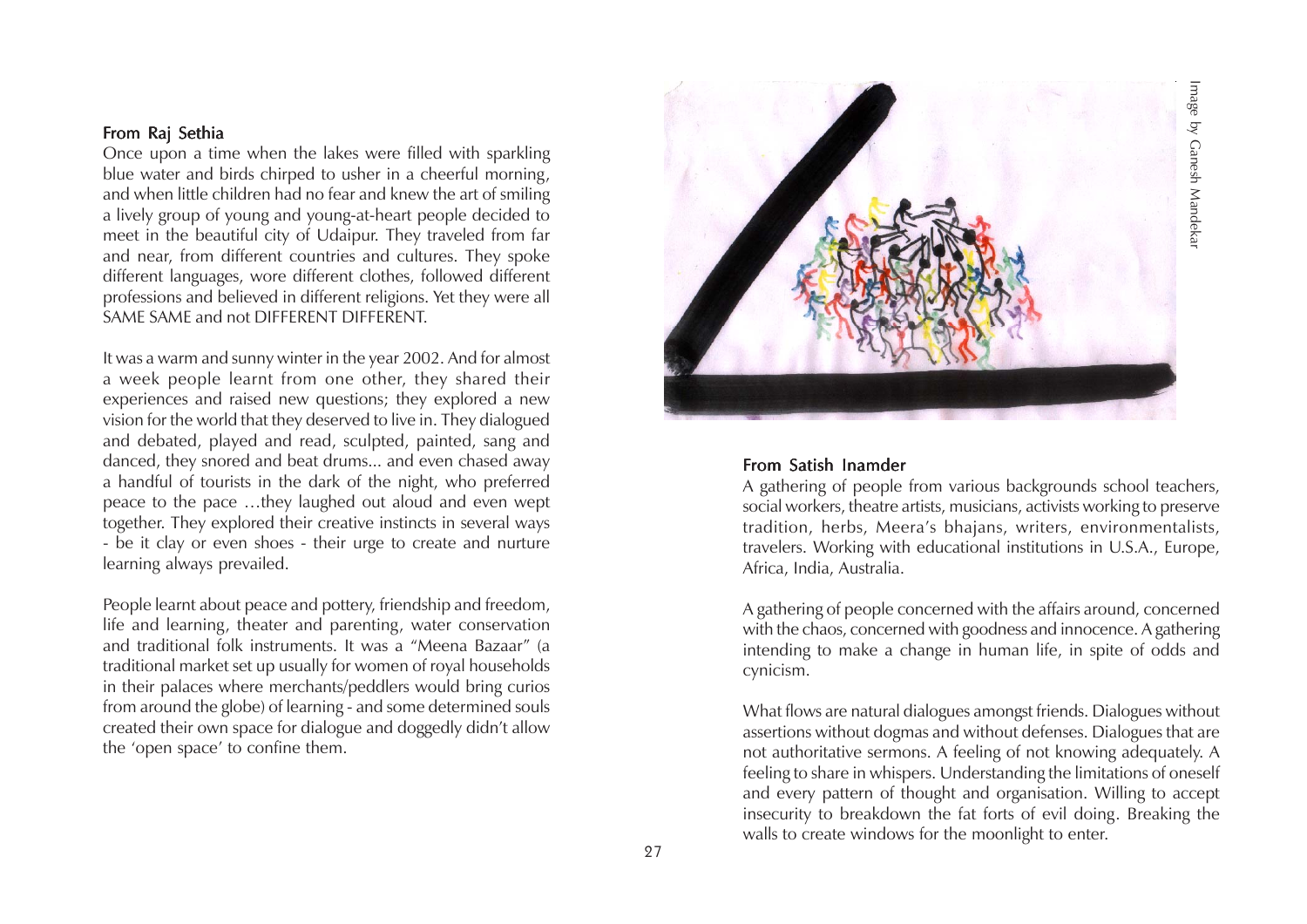### From Raj Sethia

Once upon a time when the lakes were filled with sparkling blue water and birds chirped to usher in a cheerful morning, and when little children had no fear and knew the art of smiling a lively group of young and young-at-heart people decided to meet in the beautiful city of Udaipur. They traveled from far and near, from different countries and cultures. They spoke different languages, wore different clothes, followed different professions and believed in different religions. Yet they were all SAME SAME and not DIFFERENT DIFFERENT.

It was a warm and sunny winter in the year 2002. And for almost a week people learnt from one other, they shared their experiences and raised new questions; they explored a new vision for the world that they deserved to live in. They dialogued and debated, played and read, sculpted, painted, sang and danced, they snored and beat drums... and even chased away a handful of tourists in the dark of the night, who preferred peace to the pace …they laughed out aloud and even wept together. They explored their creative instincts in several ways - be it clay or even shoes - their urge to create and nurture learning always prevailed.

People learnt about peace and pottery, friendship and freedom, life and learning, theater and parenting, water conservation and traditional folk instruments. It was a "Meena Bazaar" (a traditional market set up usually for women of royal households in their palaces where merchants/peddlers would bring curios from around the globe) of learning - and some determined souls created their own space for dialogue and doggedly didn't allow the 'open space' to confine them.

Image by Ganesh Mandekar

### From Satish Inamder

A gathering of people from various backgrounds school teachers, social workers, theatre artists, musicians, activists working to preserve tradition, herbs, Meera's bhajans, writers, environmentalists, travelers. Working with educational institutions in U.S.A., Europe, Africa, India, Australia.

A gathering of people concerned with the affairs around, concerned with the chaos, concerned with goodness and innocence. A gathering intending to make a change in human life, in spite of odds and cynicism.

What flows are natural dialogues amongst friends. Dialogues without assertions without dogmas and without defenses. Dialogues that are not authoritative sermons. A feeling of not knowing adequately. A feeling to share in whispers. Understanding the limitations of oneself and every pattern of thought and organisation. Willing to accept insecurity to breakdown the fat forts of evil doing. Breaking the walls to create windows for the moonlight to enter.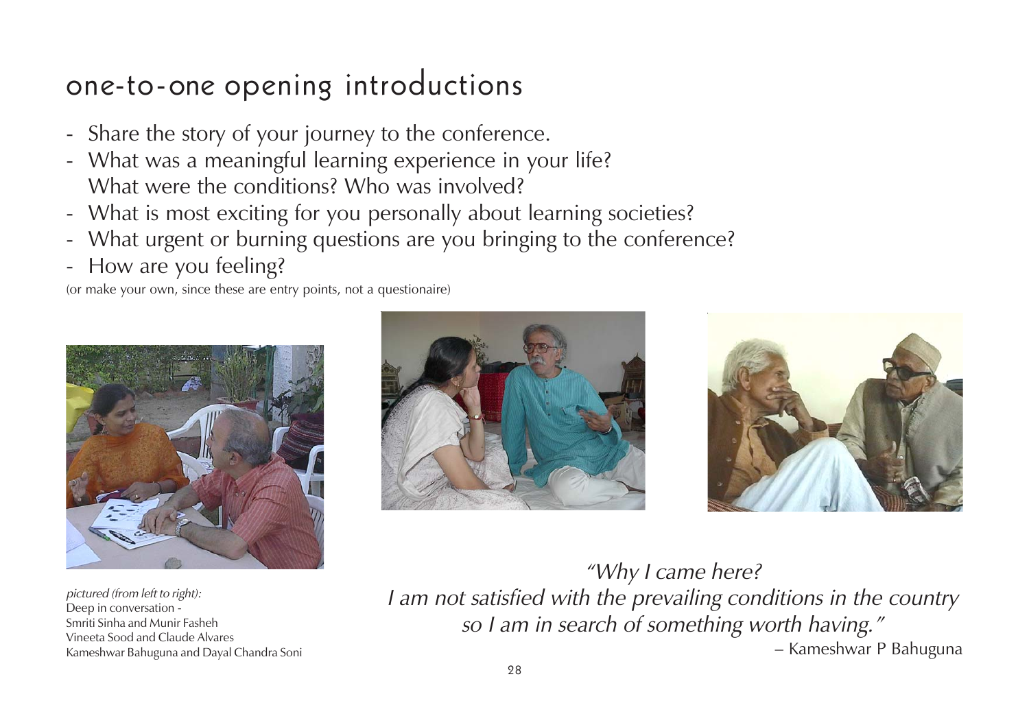# one-to-one opening introductions

- Share the story of your journey to the conference.
- What was a meaningful learning experience in your life? What were the conditions? Who was involved?
- What is most exciting for you personally about learning societies?
- What urgent or burning questions are you bringing to the conference?
- How are you feeling?

(or make your own, since these are entry points, not a questionaire)

*pictured (from left to right):*
Deep in conversation -
Smriti Sinha and Munir Fasheh
Vineeta Sood and Claude Alvares
Kameshwar Bahuguna and Dayal Chandra Soni

*"Why I came here?*
*I am not satisfied with the prevailing conditions in the country*
*so I am in search of something worth having."*

– Kameshwar P Bahuguna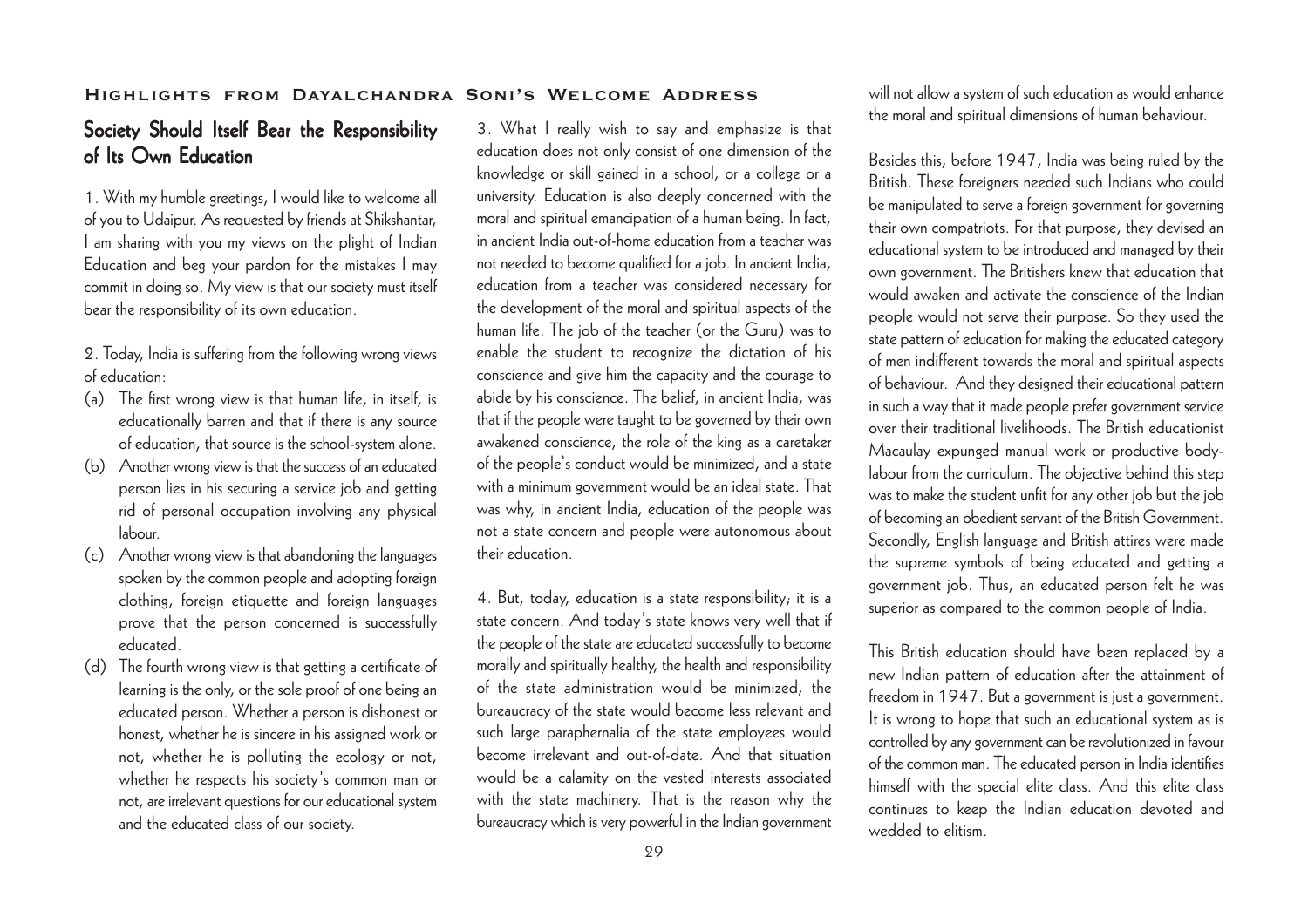**Highlights from Dayalchandra Soni's Welcome Address**

## Society Should Itself Bear the Responsibility of Its Own Education

1. With my humble greetings, I would like to welcome all of you to Udaipur. As requested by friends at Shikshantar, I am sharing with you my views on the plight of Indian Education and beg your pardon for the mistakes I may commit in doing so. My view is that our society must itself bear the responsibility of its own education.

2. Today, India is suffering from the following wrong views of education:

(a) The first wrong view is that human life, in itself, is educationally barren and that if there is any source of education, that source is the school-system alone.

(b) Another wrong view is that the success of an educated person lies in his securing a service job and getting rid of personal occupation involving any physical labour.

(c) Another wrong view is that abandoning the languages spoken by the common people and adopting foreign clothing, foreign etiquette and foreign languages prove that the person concerned is successfully educated.

(d) The fourth wrong view is that getting a certificate of learning is the only, or the sole proof of one being an educated person. Whether a person is dishonest or honest, whether he is sincere in his assigned work or not, whether he is polluting the ecology or not, whether he respects his society's common man or not, are irrelevant questions for our educational system and the educated class of our society.

3. What I really wish to say and emphasize is that education does not only consist of one dimension of the knowledge or skill gained in a school, or a college or a university. Education is also deeply concerned with the moral and spiritual emancipation of a human being. In fact, in ancient India out-of-home education from a teacher was not needed to become qualified for a job. In ancient India, education from a teacher was considered necessary for the development of the moral and spiritual aspects of the human life. The job of the teacher (or the Guru) was to enable the student to recognize the dictation of his conscience and give him the capacity and the courage to abide by his conscience. The belief, in ancient India, was that if the people were taught to be governed by their own awakened conscience, the role of the king as a caretaker of the people's conduct would be minimized, and a state with a minimum government would be an ideal state. That was why, in ancient India, education of the people was not a state concern and people were autonomous about their education.

4. But, today, education is a state responsibility; it is a state concern. And today's state knows very well that if the people of the state are educated successfully to become morally and spiritually healthy, the health and responsibility of the state administration would be minimized, the bureaucracy of the state would become less relevant and such large paraphernalia of the state employees would become irrelevant and out-of-date. And that situation would be a calamity on the vested interests associated with the state machinery. That is the reason why the bureaucracy which is very powerful in the Indian government will not allow a system of such education as would enhance the moral and spiritual dimensions of human behaviour.

Besides this, before 1947, India was being ruled by the British. These foreigners needed such Indians who could be manipulated to serve a foreign government for governing their own compatriots. For that purpose, they devised an educational system to be introduced and managed by their own government. The Britishers knew that education that would awaken and activate the conscience of the Indian people would not serve their purpose. So they used the state pattern of education for making the educated category of men indifferent towards the moral and spiritual aspects of behaviour. And they designed their educational pattern in such a way that it made people prefer government service over their traditional livelihoods. The British educationist Macaulay expunged manual work or productive body-labour from the curriculum. The objective behind this step was to make the student unfit for any other job but the job of becoming an obedient servant of the British Government. Secondly, English language and British attires were made the supreme symbols of being educated and getting a government job. Thus, an educated person felt he was superior as compared to the common people of India.

This British education should have been replaced by a new Indian pattern of education after the attainment of freedom in 1947. But a government is just a government. It is wrong to hope that such an educational system as is controlled by any government can be revolutionized in favour of the common man. The educated person in India identifies himself with the special elite class. And this elite class continues to keep the Indian education devoted and wedded to elitism.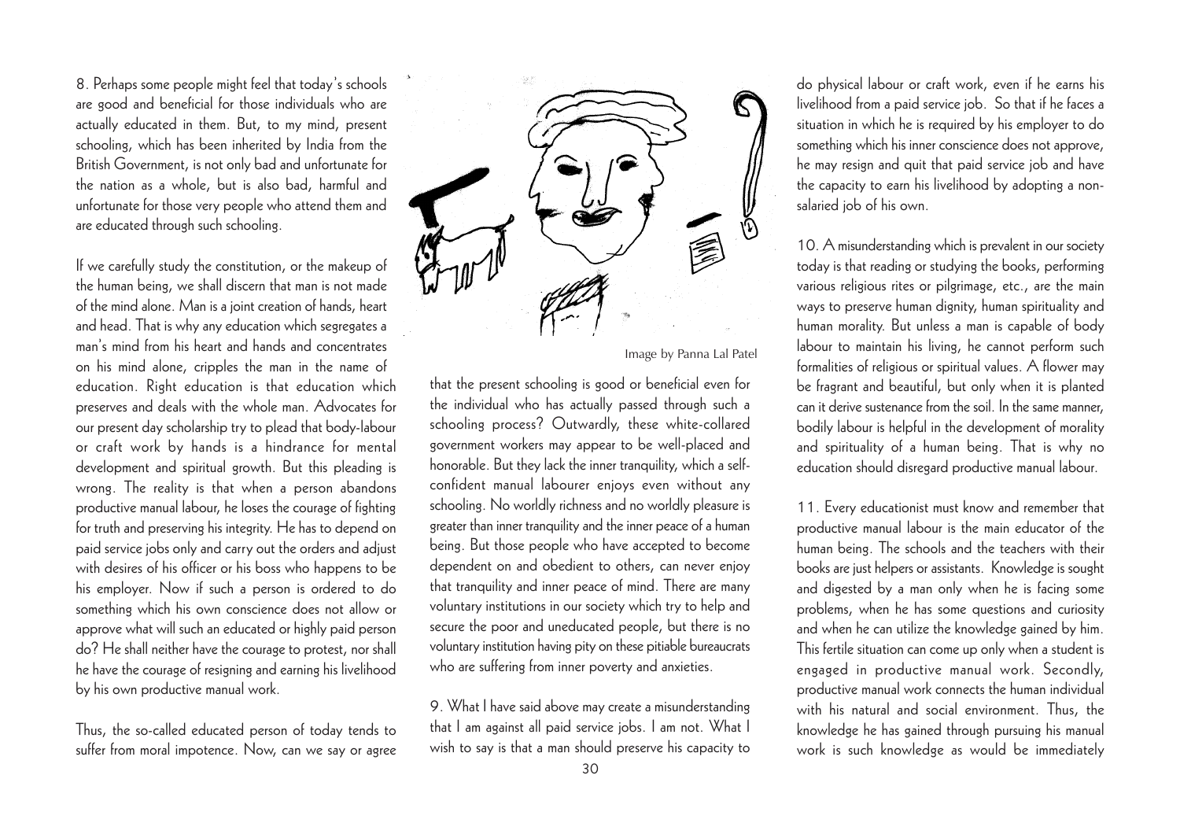8. Perhaps some people might feel that today's schools are good and beneficial for those individuals who are actually educated in them. But, to my mind, present schooling, which has been inherited by India from the British Government, is not only bad and unfortunate for the nation as a whole, but is also bad, harmful and unfortunate for those very people who attend them and are educated through such schooling.

If we carefully study the constitution, or the makeup of the human being, we shall discern that man is not made of the mind alone. Man is a joint creation of hands, heart and head. That is why any education which segregates a man's mind from his heart and hands and concentrates on his mind alone, cripples the man in the name of education. Right education is that education which preserves and deals with the whole man. Advocates for our present day scholarship try to plead that body-labour or craft work by hands is a hindrance for mental development and spiritual growth. But this pleading is wrong. The reality is that when a person abandons productive manual labour, he loses the courage of fighting for truth and preserving his integrity. He has to depend on paid service jobs only and carry out the orders and adjust with desires of his officer or his boss who happens to be his employer. Now if such a person is ordered to do something which his own conscience does not allow or approve what will such an educated or highly paid person do? He shall neither have the courage to protest, nor shall he have the courage of resigning and earning his livelihood by his own productive manual work.

Thus, the so-called educated person of today tends to suffer from moral impotence. Now, can we say or agree that the present schooling is good or beneficial even for the individual who has actually passed through such a schooling process? Outwardly, these white-collared government workers may appear to be well-placed and honorable. But they lack the inner tranquility, which a self-confident manual labourer enjoys even without any schooling. No worldly richness and no worldly pleasure is greater than inner tranquility and the inner peace of a human being. But those people who have accepted to become dependent on and obedient to others, can never enjoy that tranquility and inner peace of mind. There are many voluntary institutions in our society which try to help and secure the poor and uneducated people, but there is no voluntary institution having pity on these pitiable bureaucrats who are suffering from inner poverty and anxieties.

Image by Panna Lal Patel

9. What I have said above may create a misunderstanding that I am against all paid service jobs. I am not. What I wish to say is that a man should preserve his capacity to do physical labour or craft work, even if he earns his livelihood from a paid service job. So that if he faces a situation in which he is required by his employer to do something which his inner conscience does not approve, he may resign and quit that paid service job and have the capacity to earn his livelihood by adopting a non-salaried job of his own.

10. A misunderstanding which is prevalent in our society today is that reading or studying the books, performing various religious rites or pilgrimage, etc., are the main ways to preserve human dignity, human spirituality and human morality. But unless a man is capable of body labour to maintain his living, he cannot perform such formalities of religious or spiritual values. A flower may be fragrant and beautiful, but only when it is planted can it derive sustenance from the soil. In the same manner, bodily labour is helpful in the development of morality and spirituality of a human being. That is why no education should disregard productive manual labour.

11. Every educationist must know and remember that productive manual labour is the main educator of the human being. The schools and the teachers with their books are just helpers or assistants. Knowledge is sought and digested by a man only when he is facing some problems, when he has some questions and curiosity and when he can utilize the knowledge gained by him. This fertile situation can come up only when a student is engaged in productive manual work. Secondly, productive manual work connects the human individual with his natural and social environment. Thus, the knowledge he has gained through pursuing his manual work is such knowledge as would be immediately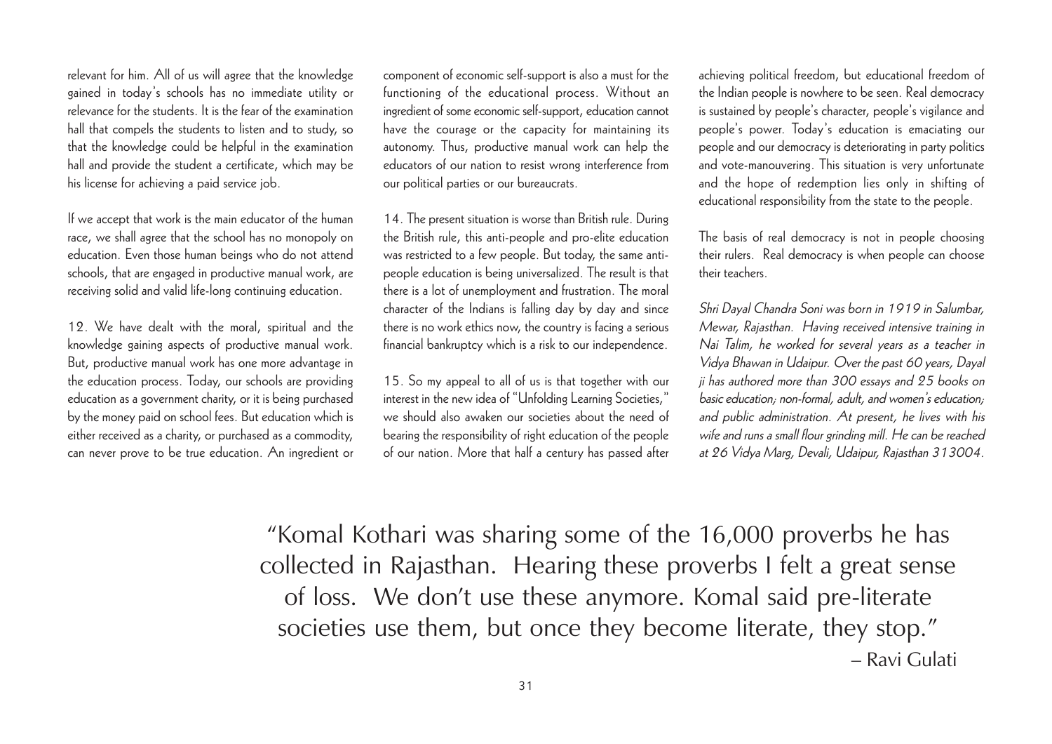relevant for him. All of us will agree that the knowledge gained in today's schools has no immediate utility or relevance for the students. It is the fear of the examination hall that compels the students to listen and to study, so that the knowledge could be helpful in the examination hall and provide the student a certificate, which may be his license for achieving a paid service job.

If we accept that work is the main educator of the human race, we shall agree that the school has no monopoly on education. Even those human beings who do not attend schools, that are engaged in productive manual work, are receiving solid and valid life-long continuing education.

12. We have dealt with the moral, spiritual and the knowledge gaining aspects of productive manual work. But, productive manual work has one more advantage in the education process. Today, our schools are providing education as a government charity, or it is being purchased by the money paid on school fees. But education which is either received as a charity, or purchased as a commodity, can never prove to be true education. An ingredient or component of economic self-support is also a must for the functioning of the educational process. Without an ingredient of some economic self-support, education cannot have the courage or the capacity for maintaining its autonomy. Thus, productive manual work can help the educators of our nation to resist wrong interference from our political parties or our bureaucrats.

14. The present situation is worse than British rule. During the British rule, this anti-people and pro-elite education was restricted to a few people. But today, the same anti-people education is being universalized. The result is that there is a lot of unemployment and frustration. The moral character of the Indians is falling day by day and since there is no work ethics now, the country is facing a serious financial bankruptcy which is a risk to our independence.

15. So my appeal to all of us is that together with our interest in the new idea of "Unfolding Learning Societies," we should also awaken our societies about the need of bearing the responsibility of right education of the people of our nation. More that half a century has passed after achieving political freedom, but educational freedom of the Indian people is nowhere to be seen. Real democracy is sustained by people's character, people's vigilance and people's power. Today's education is emaciating our people and our democracy is deteriorating in party politics and vote-manouvering. This situation is very unfortunate and the hope of redemption lies only in shifting of educational responsibility from the state to the people.

The basis of real democracy is not in people choosing their rulers. Real democracy is when people can choose their teachers.

*Shri Dayal Chandra Soni was born in 1919 in Salumbar, Mewar, Rajasthan. Having received intensive training in Nai Talim, he worked for several years as a teacher in Vidya Bhawan in Udaipur. Over the past 60 years, Dayal ji has authored more than 300 essays and 25 books on basic education; non-formal, adult, and women's education; and public administration. At present, he lives with his wife and runs a small flour grinding mill. He can be reached at 26 Vidya Marg, Devali, Udaipur, Rajasthan 313004.*

> "Komal Kothari was sharing some of the 16,000 proverbs he has collected in Rajasthan. Hearing these proverbs I felt a great sense of loss. We don't use these anymore. Komal said pre-literate societies use them, but once they become literate, they stop."
>
> – Ravi Gulati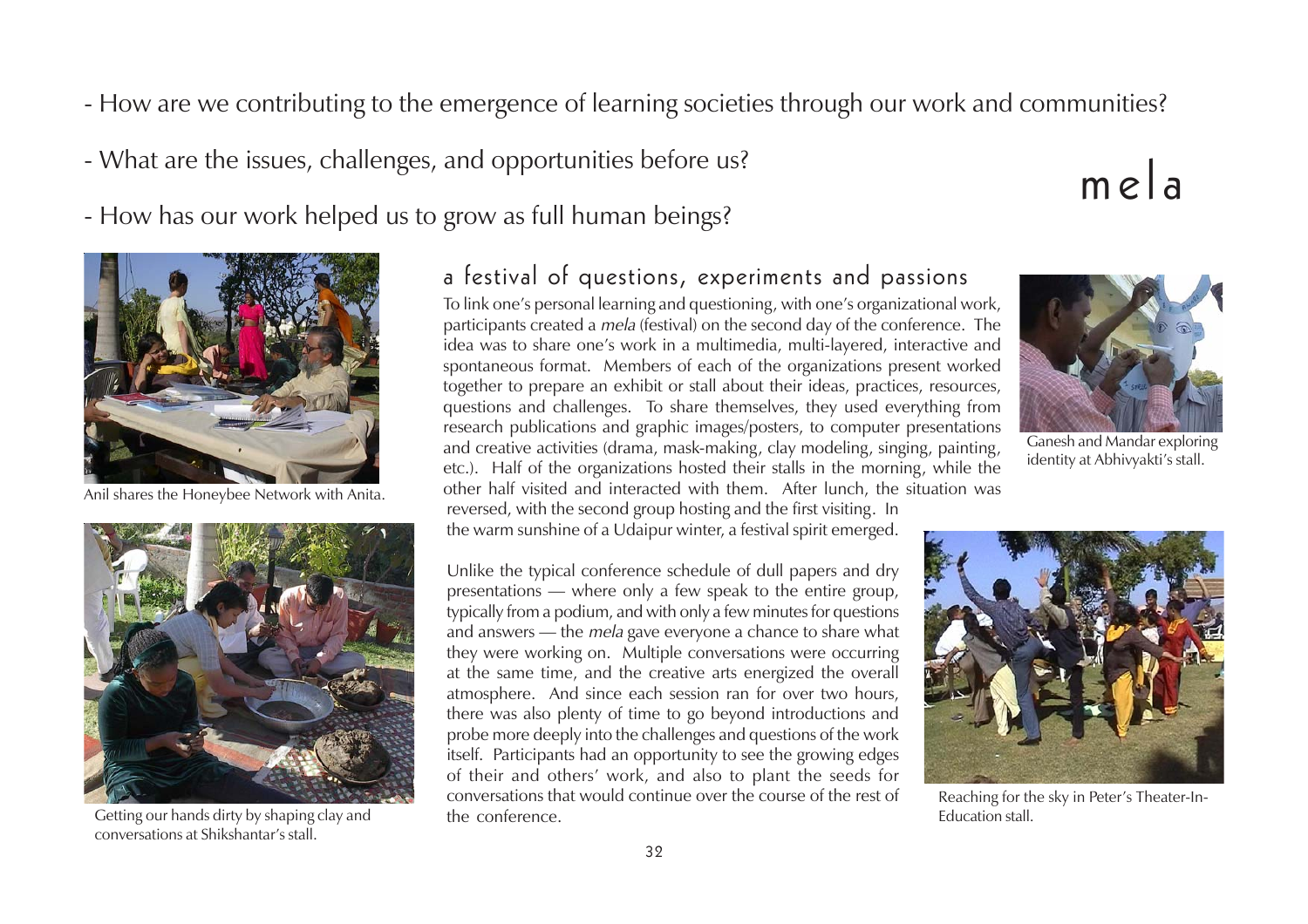- How are we contributing to the emergence of learning societies through our work and communities?

- What are the issues, challenges, and opportunities before us?

- How has our work helped us to grow as full human beings?

# mela

## a festival of questions, experiments and passions

To link one's personal learning and questioning, with one's organizational work, participants created a *mela* (festival) on the second day of the conference. The idea was to share one's work in a multimedia, multi-layered, interactive and spontaneous format. Members of each of the organizations present worked together to prepare an exhibit or stall about their ideas, practices, resources, questions and challenges. To share themselves, they used everything from research publications and graphic images/posters, to computer presentations and creative activities (drama, mask-making, clay modeling, singing, painting, etc.). Half of the organizations hosted their stalls in the morning, while the other half visited and interacted with them. After lunch, the situation was reversed, with the second group hosting and the first visiting. In the warm sunshine of a Udaipur winter, a festival spirit emerged.

Unlike the typical conference schedule of dull papers and dry presentations — where only a few speak to the entire group, typically from a podium, and with only a few minutes for questions and answers — the *mela* gave everyone a chance to share what they were working on. Multiple conversations were occurring at the same time, and the creative arts energized the overall atmosphere. And since each session ran for over two hours, there was also plenty of time to go beyond introductions and probe more deeply into the challenges and questions of the work itself. Participants had an opportunity to see the growing edges of their and others' work, and also to plant the seeds for conversations that would continue over the course of the rest of the conference.

Anil shares the Honeybee Network with Anita.

Getting our hands dirty by shaping clay and conversations at Shikshantar's stall.

Ganesh and Mandar exploring identity at Abhivyakti's stall.

Reaching for the sky in Peter's Theater-In-Education stall.